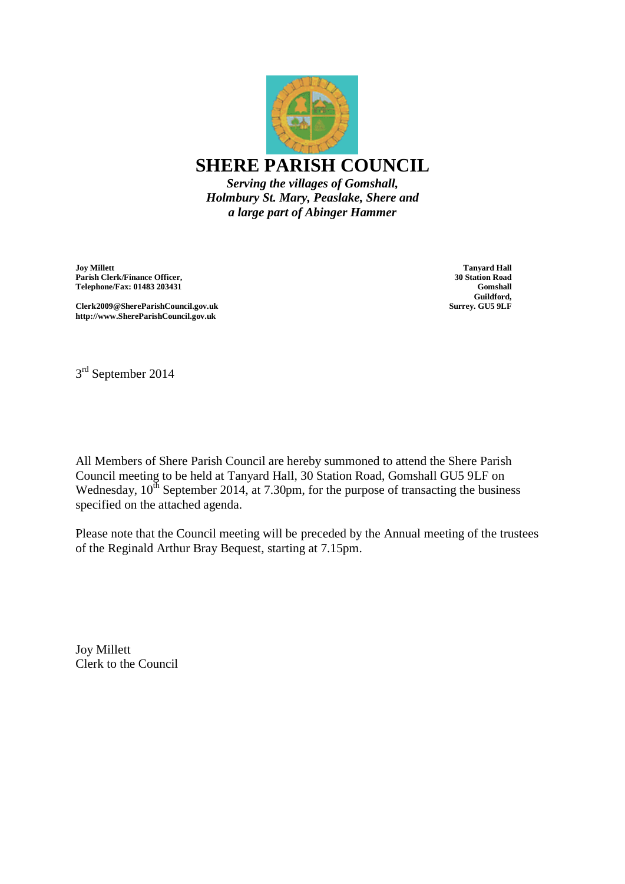# SHERE PARISH COUNCIL

***Serving the villages of Gomshall, Holmbury St. Mary, Peaslake, Shere and a large part of Abinger Hammer***

**Joy Millett**
**Parish Clerk/Finance Officer,**
**Telephone/Fax: 01483 203431**

**Clerk2009@ShereParishCouncil.gov.uk**
**http://www.ShereParishCouncil.gov.uk**

**Tanyard Hall**
**30 Station Road**
**Gomshall**
**Guildford,**
**Surrey. GU5 9LF**

3rd September 2014

All Members of Shere Parish Council are hereby summoned to attend the Shere Parish Council meeting to be held at Tanyard Hall, 30 Station Road, Gomshall GU5 9LF on Wednesday, 10th September 2014, at 7.30pm, for the purpose of transacting the business specified on the attached agenda.

Please note that the Council meeting will be preceded by the Annual meeting of the trustees of the Reginald Arthur Bray Bequest, starting at 7.15pm.

Joy Millett
Clerk to the Council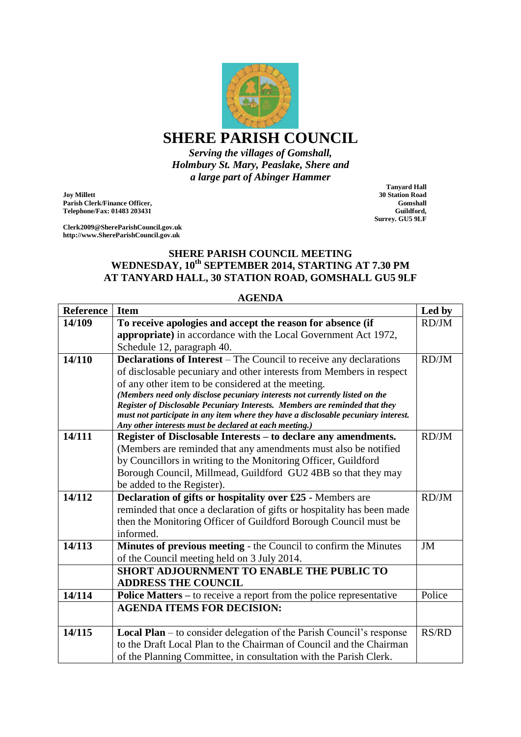# SHERE PARISH COUNCIL

*Serving the villages of Gomshall, Holmbury St. Mary, Peaslake, Shere and a large part of Abinger Hammer*

**Joy Millett**
**Parish Clerk/Finance Officer,**
**Telephone/Fax: 01483 203431**

**Clerk2009@ShereParishCouncil.gov.uk**
**http://www.ShereParishCouncil.gov.uk**

**Tanyard Hall**
**30 Station Road**
**Gomshall**
**Guildford,**
**Surrey. GU5 9LF**

## SHERE PARISH COUNCIL MEETING
## WEDNESDAY, 10th SEPTEMBER 2014, STARTING AT 7.30 PM
## AT TANYARD HALL, 30 STATION ROAD, GOMSHALL GU5 9LF

### AGENDA

| Reference | Item | Led by |
|---|---|---|
| **14/109** | **To receive apologies and accept the reason for absence (if appropriate)** in accordance with the Local Government Act 1972, Schedule 12, paragraph 40. | RD/JM |
| **14/110** | **Declarations of Interest** – The Council to receive any declarations of disclosable pecuniary and other interests from Members in respect of any other item to be considered at the meeting. ***(Members need only disclose pecuniary interests not currently listed on the Register of Disclosable Pecuniary Interests. Members are reminded that they must not participate in any item where they have a disclosable pecuniary interest. Any other interests must be declared at each meeting.)*** | RD/JM |
| **14/111** | **Register of Disclosable Interests – to declare any amendments.** (Members are reminded that any amendments must also be notified by Councillors in writing to the Monitoring Officer, Guildford Borough Council, Millmead, Guildford GU2 4BB so that they may be added to the Register). | RD/JM |
| **14/112** | **Declaration of gifts or hospitality over £25** - Members are reminded that once a declaration of gifts or hospitality has been made then the Monitoring Officer of Guildford Borough Council must be informed. | RD/JM |
| **14/113** | **Minutes of previous meeting** - the Council to confirm the Minutes of the Council meeting held on 3 July 2014. | JM |
| | **SHORT ADJOURNMENT TO ENABLE THE PUBLIC TO ADDRESS THE COUNCIL** | |
| **14/114** | **Police Matters** – to receive a report from the police representative | Police |
| | **AGENDA ITEMS FOR DECISION:** | |
| **14/115** | **Local Plan** – to consider delegation of the Parish Council's response to the Draft Local Plan to the Chairman of Council and the Chairman of the Planning Committee, in consultation with the Parish Clerk. | RS/RD |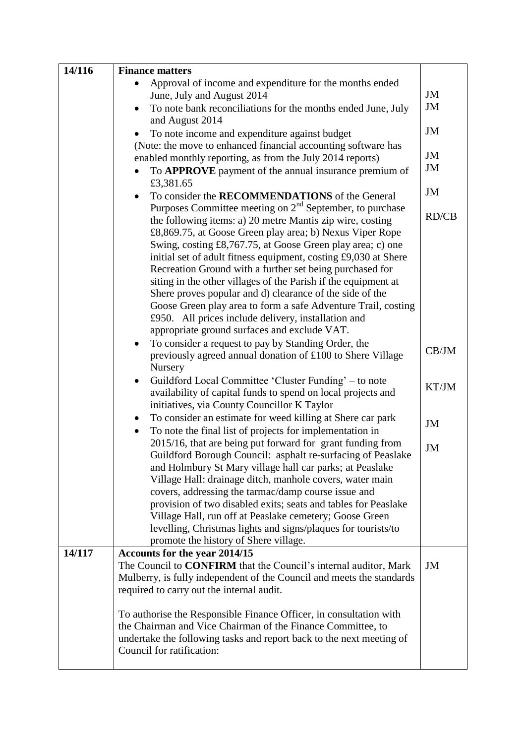| | | |
|---|---|---|
| 14/116 | **Finance matters**<br>• Approval of income and expenditure for the months ended June, July and August 2014<br>• To note bank reconciliations for the months ended June, July and August 2014<br>• To note income and expenditure against budget<br>(Note: the move to enhanced financial accounting software has enabled monthly reporting, as from the July 2014 reports)<br>• To **APPROVE** payment of the annual insurance premium of £3,381.65<br>• To consider the **RECOMMENDATIONS** of the General Purposes Committee meeting on 2nd September, to purchase the following items: a) 20 metre Mantis zip wire, costing £8,869.75, at Goose Green play area; b) Nexus Viper Rope Swing, costing £8,767.75, at Goose Green play area; c) one initial set of adult fitness equipment, costing £9,030 at Shere Recreation Ground with a further set being purchased for siting in the other villages of the Parish if the equipment at Shere proves popular and d) clearance of the side of the Goose Green play area to form a safe Adventure Trail, costing £950. All prices include delivery, installation and appropriate ground surfaces and exclude VAT.<br>• To consider a request to pay by Standing Order, the previously agreed annual donation of £100 to Shere Village Nursery<br>• Guildford Local Committee 'Cluster Funding' – to note availability of capital funds to spend on local projects and initiatives, via County Councillor K Taylor<br>• To consider an estimate for weed killing at Shere car park<br>• To note the final list of projects for implementation in 2015/16, that are being put forward for grant funding from Guildford Borough Council: asphalt re-surfacing of Peaslake and Holmbury St Mary village hall car parks; at Peaslake Village Hall: drainage ditch, manhole covers, water main covers, addressing the tarmac/damp course issue and provision of two disabled exits; seats and tables for Peaslake Village Hall, run off at Peaslake cemetery; Goose Green levelling, Christmas lights and signs/plaques for tourists/to promote the history of Shere village. | JM<br>JM<br>JM<br>JM<br>JM<br>JM<br>RD/CB<br>CB/JM<br>KT/JM<br>JM<br>JM |
| 14/117 | **Accounts for the year 2014/15**<br>The Council to **CONFIRM** that the Council's internal auditor, Mark Mulberry, is fully independent of the Council and meets the standards required to carry out the internal audit.<br><br>To authorise the Responsible Finance Officer, in consultation with the Chairman and Vice Chairman of the Finance Committee, to undertake the following tasks and report back to the next meeting of Council for ratification: | JM |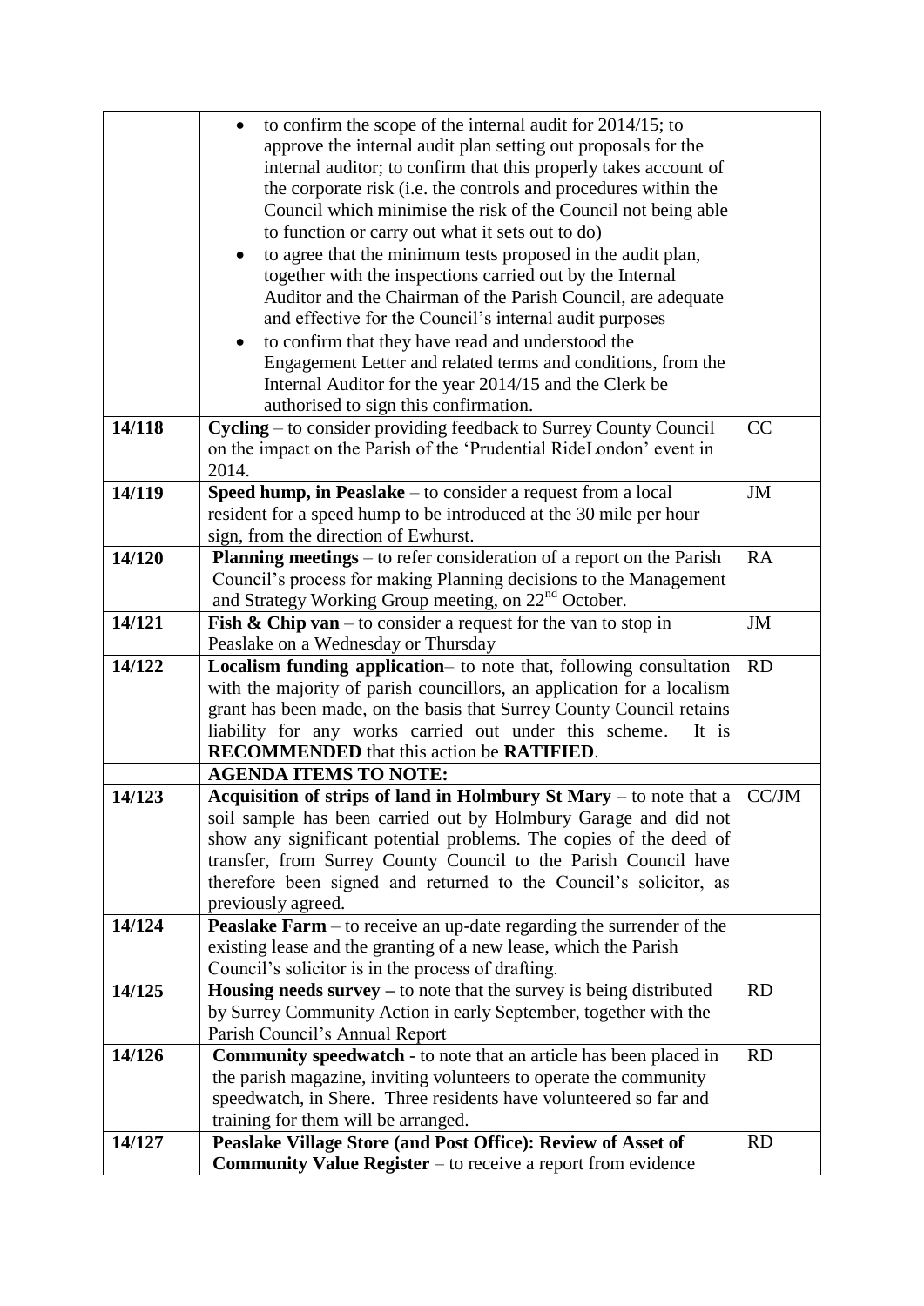| | | |
|---|---|---|
| | • to confirm the scope of the internal audit for 2014/15; to approve the internal audit plan setting out proposals for the internal auditor; to confirm that this properly takes account of the corporate risk (i.e. the controls and procedures within the Council which minimise the risk of the Council not being able to function or carry out what it sets out to do)<br>• to agree that the minimum tests proposed in the audit plan, together with the inspections carried out by the Internal Auditor and the Chairman of the Parish Council, are adequate and effective for the Council's internal audit purposes<br>• to confirm that they have read and understood the Engagement Letter and related terms and conditions, from the Internal Auditor for the year 2014/15 and the Clerk be authorised to sign this confirmation. | |
| **14/118** | **Cycling** – to consider providing feedback to Surrey County Council on the impact on the Parish of the 'Prudential RideLondon' event in 2014. | CC |
| **14/119** | **Speed hump, in Peaslake** – to consider a request from a local resident for a speed hump to be introduced at the 30 mile per hour sign, from the direction of Ewhurst. | JM |
| **14/120** | **Planning meetings** – to refer consideration of a report on the Parish Council's process for making Planning decisions to the Management and Strategy Working Group meeting, on 22nd October. | RA |
| **14/121** | **Fish & Chip van** – to consider a request for the van to stop in Peaslake on a Wednesday or Thursday | JM |
| **14/122** | **Localism funding application**– to note that, following consultation with the majority of parish councillors, an application for a localism grant has been made, on the basis that Surrey County Council retains liability for any works carried out under this scheme. It is **RECOMMENDED** that this action be **RATIFIED**. | RD |
| | **AGENDA ITEMS TO NOTE:** | |
| **14/123** | **Acquisition of strips of land in Holmbury St Mary** – to note that a soil sample has been carried out by Holmbury Garage and did not show any significant potential problems. The copies of the deed of transfer, from Surrey County Council to the Parish Council have therefore been signed and returned to the Council's solicitor, as previously agreed. | CC/JM |
| **14/124** | **Peaslake Farm** – to receive an up-date regarding the surrender of the existing lease and the granting of a new lease, which the Parish Council's solicitor is in the process of drafting. | |
| **14/125** | **Housing needs survey –** to note that the survey is being distributed by Surrey Community Action in early September, together with the Parish Council's Annual Report | RD |
| **14/126** | **Community speedwatch** - to note that an article has been placed in the parish magazine, inviting volunteers to operate the community speedwatch, in Shere. Three residents have volunteered so far and training for them will be arranged. | RD |
| **14/127** | **Peaslake Village Store (and Post Office): Review of Asset of Community Value Register** – to receive a report from evidence | RD |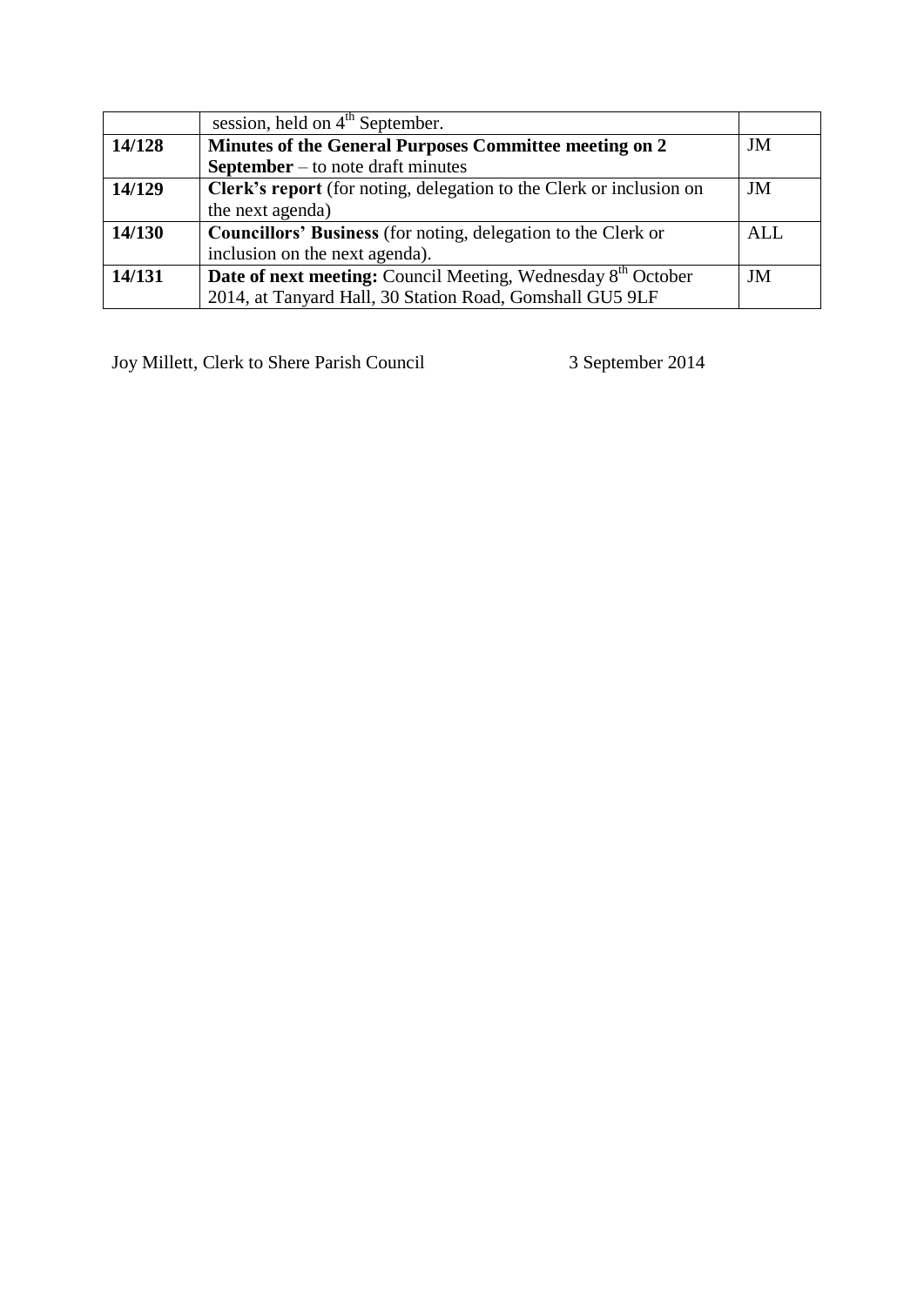| | | |
|---|---|---|
| | session, held on 4th September. | |
| **14/128** | **Minutes of the General Purposes Committee meeting on 2 September** – to note draft minutes | JM |
| **14/129** | **Clerk's report** (for noting, delegation to the Clerk or inclusion on the next agenda) | JM |
| **14/130** | **Councillors' Business** (for noting, delegation to the Clerk or inclusion on the next agenda). | ALL |
| **14/131** | **Date of next meeting:** Council Meeting, Wednesday 8th October 2014, at Tanyard Hall, 30 Station Road, Gomshall GU5 9LF | JM |

Joy Millett, Clerk to Shere Parish Council    3 September 2014